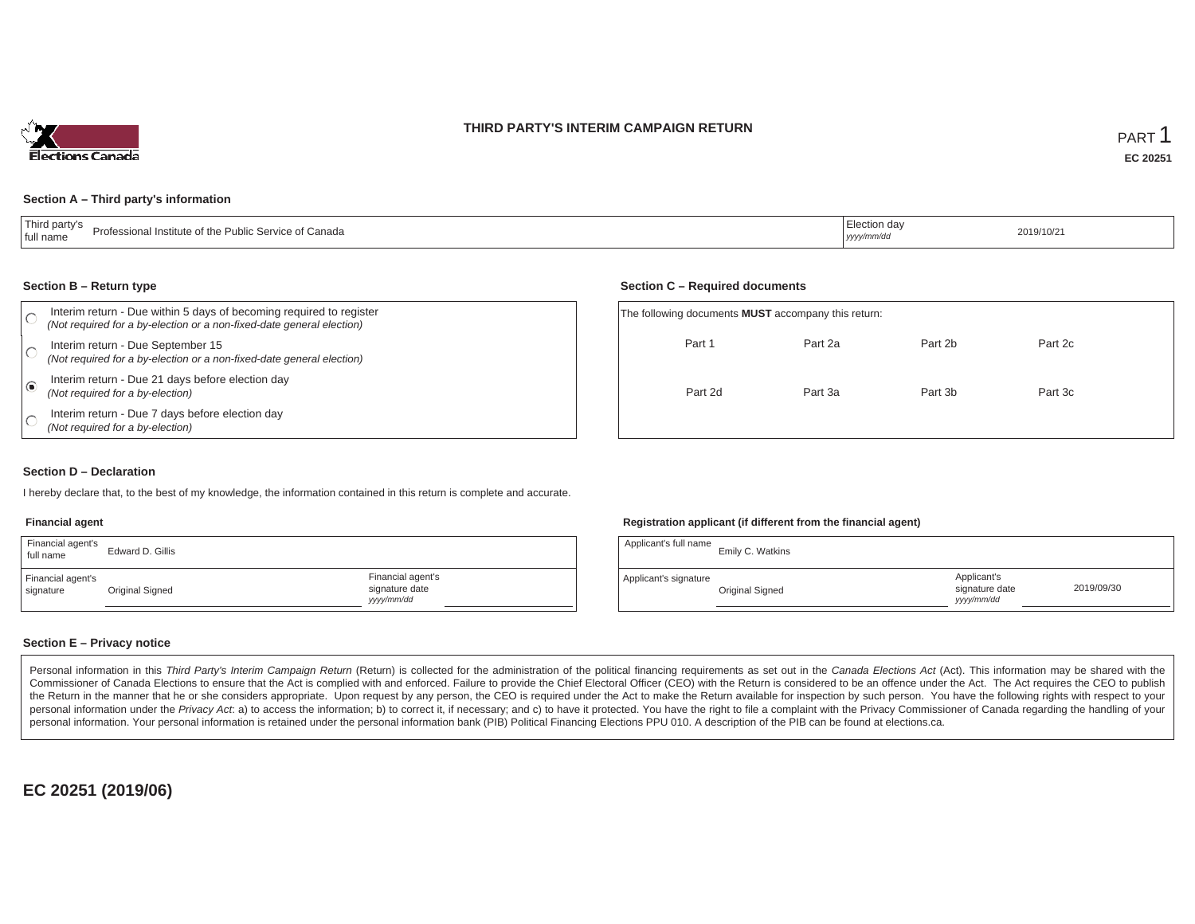Elections Canada

# THIRD PARTY'S INTERIM CAMPAIGN RETURN

PART 1

**EC 20251**

### Section A – Third party's information

| Third party's full name | Professional Institute of the Public Service of Canada | Election day *yyyy/mm/dd* | 2019/10/21 |
|---|---|---|---|

### Section B – Return type

- ○ Interim return - Due within 5 days of becoming required to register *(Not required for a by-election or a non-fixed-date general election)*
- ○ Interim return - Due September 15 *(Not required for a by-election or a non-fixed-date general election)*
- ◉ Interim return - Due 21 days before election day *(Not required for a by-election)*
- ○ Interim return - Due 7 days before election day *(Not required for a by-election)*

### Section C – Required documents

The following documents **MUST** accompany this return:

| | | | |
|---|---|---|---|
| Part 1 | Part 2a | Part 2b | Part 2c |
| Part 2d | Part 3a | Part 3b | Part 3c |

### Section D – Declaration

I hereby declare that, to the best of my knowledge, the information contained in this return is complete and accurate.

**Financial agent**

| Financial agent's full name | Edward D. Gillis | | |
|---|---|---|---|
| Financial agent's signature | Original Signed | Financial agent's signature date *yyyy/mm/dd* | |

**Registration applicant (if different from the financial agent)**

| Applicant's full name | Emily C. Watkins | | |
|---|---|---|---|
| Applicant's signature | Original Signed | Applicant's signature date *yyyy/mm/dd* | 2019/09/30 |

### Section E – Privacy notice

Personal information in this *Third Party's Interim Campaign Return* (Return) is collected for the administration of the political financing requirements as set out in the *Canada Elections Act* (Act). This information may be shared with the Commissioner of Canada Elections to ensure that the Act is complied with and enforced. Failure to provide the Chief Electoral Officer (CEO) with the Return is considered to be an offence under the Act. The Act requires the CEO to publish the Return in the manner that he or she considers appropriate. Upon request by any person, the CEO is required under the Act to make the Return available for inspection by such person. You have the following rights with respect to your personal information under the *Privacy Act*: a) to access the information; b) to correct it, if necessary; and c) to have it protected. You have the right to file a complaint with the Privacy Commissioner of Canada regarding the handling of your personal information. Your personal information is retained under the personal information bank (PIB) Political Financing Elections PPU 010. A description of the PIB can be found at elections.ca.

**EC 20251 (2019/06)**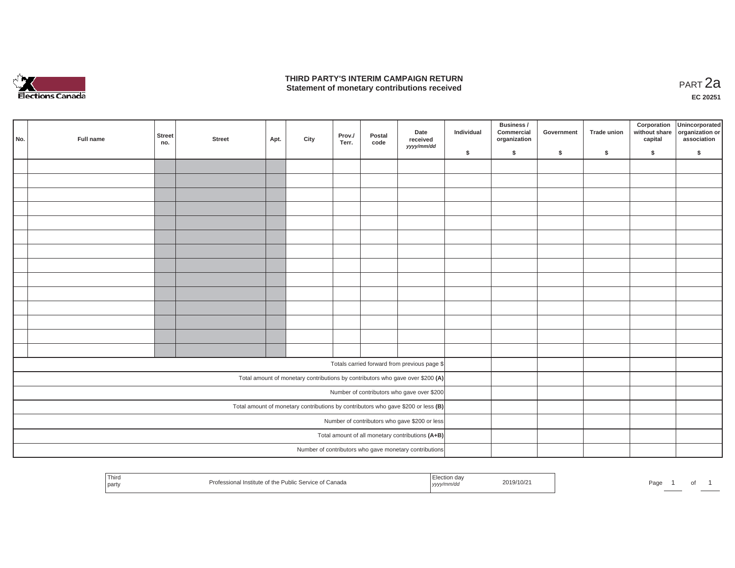# THIRD PARTY'S INTERIM CAMPAIGN RETURN
## Statement of monetary contributions received

PART 2a

**EC 20251**

| No. | Full name | Street no. | Street | Apt. | City | Prov./ Terr. | Postal code | Date received *yyyy/mm/dd* | Individual $ | Business / Commercial organization $ | Government $ | Trade union $ | Corporation without share capital $ | Unincorporated organization or association $ |
|---|---|---|---|---|---|---|---|---|---|---|---|---|---|---|
| | | | | | | | | | | | | | | |
| | | | | | | | | | | | | | | |
| | | | | | | | | | | | | | | |
| | | | | | | | | | | | | | | |
| | | | | | | | | | | | | | | |
| | | | | | | | | | | | | | | |
| | | | | | | | | | | | | | | |
| | | | | | | | | | | | | | | |
| | | | | | | | | | | | | | | |
| | | | | | | | | | | | | | | |
| | | | | | | | | | | | | | | |
| | | | | | | | | | | | | | | |
| | | | | | | | | | | | | | | |
| | | | | | | | | | | | | | | |
| Totals carried forward from previous page $ | | | | | | | | | | | | | | |
| Total amount of monetary contributions by contributors who gave over $200 **(A)** | | | | | | | | | | | | | | |
| Number of contributors who gave over $200 | | | | | | | | | | | | | | |
| Total amount of monetary contributions by contributors who gave $200 or less **(B)** | | | | | | | | | | | | | | |
| Number of contributors who gave $200 or less | | | | | | | | | | | | | | |
| Total amount of all monetary contributions **(A+B)** | | | | | | | | | | | | | | |
| Number of contributors who gave monetary contributions | | | | | | | | | | | | | | |

| Third party | Professional Institute of the Public Service of Canada | Election day *yyyy/mm/dd* | 2019/10/21 |
|---|---|---|---|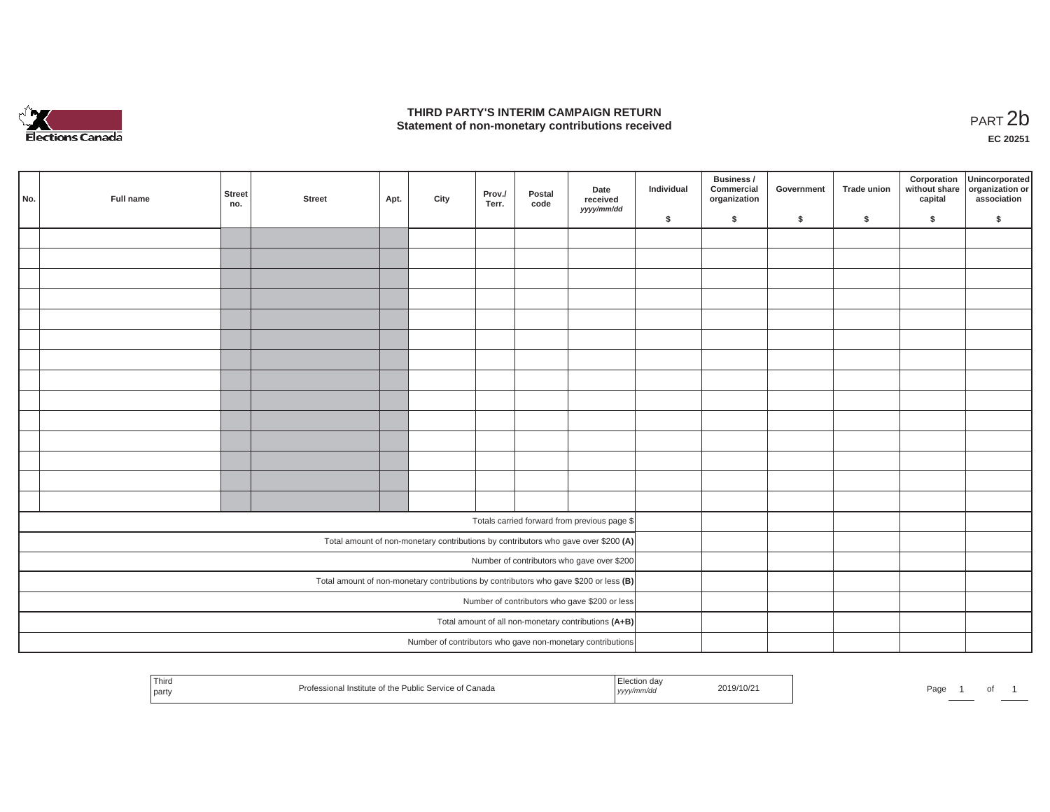# THIRD PARTY'S INTERIM CAMPAIGN RETURN
## Statement of non-monetary contributions received

PART 2b

EC 20251

| No. | Full name | Street no. | Street | Apt. | City | Prov./ Terr. | Postal code | Date received yyyy/mm/dd | Individual $ | Business / Commercial organization $ | Government $ | Trade union $ | Corporation without share capital $ | Unincorporated organization or association $ |
|---|---|---|---|---|---|---|---|---|---|---|---|---|---|---|
| | | | | | | | | | | | | | | |
| | | | | | | | | | | | | | | |
| | | | | | | | | | | | | | | |
| | | | | | | | | | | | | | | |
| | | | | | | | | | | | | | | |
| | | | | | | | | | | | | | | |
| | | | | | | | | | | | | | | |
| | | | | | | | | | | | | | | |
| | | | | | | | | | | | | | | |
| | | | | | | | | | | | | | | |
| | | | | | | | | | | | | | | |
| | | | | | | | | | | | | | | |
| | | | | | | | | | | | | | | |
| | | | | | | | | | | | | | | |
| Totals carried forward from previous page $ | | | | | | | | | | | | | | |
| Total amount of non-monetary contributions by contributors who gave over $200 **(A)** | | | | | | | | | | | | | | |
| Number of contributors who gave over $200 | | | | | | | | | | | | | | |
| Total amount of non-monetary contributions by contributors who gave $200 or less **(B)** | | | | | | | | | | | | | | |
| Number of contributors who gave $200 or less | | | | | | | | | | | | | | |
| Total amount of all non-monetary contributions **(A+B)** | | | | | | | | | | | | | | |
| Number of contributors who gave non-monetary contributions | | | | | | | | | | | | | | |

| Third party | Professional Institute of the Public Service of Canada | Election day yyyy/mm/dd | 2019/10/21 |
|---|---|---|---|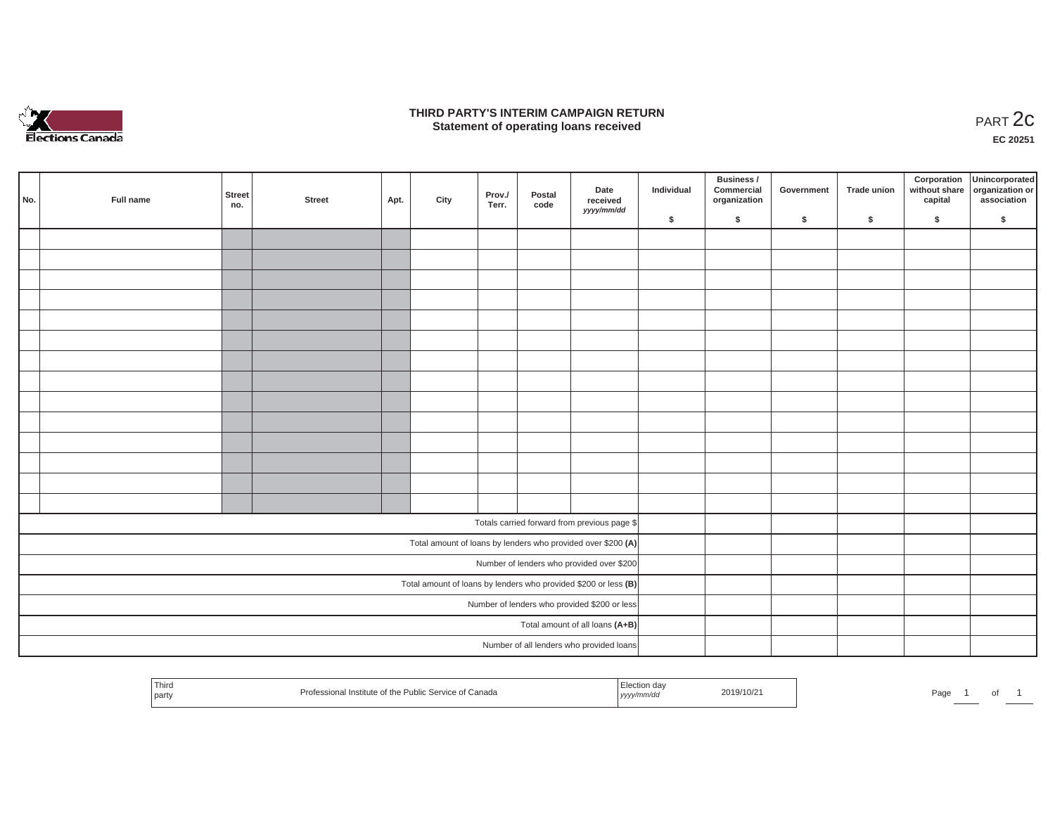# THIRD PARTY'S INTERIM CAMPAIGN RETURN
## Statement of operating loans received

PART 2c

EC 20251

| No. | Full name | Street no. | Street | Apt. | City | Prov./ Terr. | Postal code | Date received yyyy/mm/dd | Individual $ | Business / Commercial organization $ | Government $ | Trade union $ | Corporation without share capital $ | Unincorporated organization or association $ |
|---|---|---|---|---|---|---|---|---|---|---|---|---|---|---|
| | | | | | | | | | | | | | | |
| | | | | | | | | | | | | | | |
| | | | | | | | | | | | | | | |
| | | | | | | | | | | | | | | |
| | | | | | | | | | | | | | | |
| | | | | | | | | | | | | | | |
| | | | | | | | | | | | | | | |
| | | | | | | | | | | | | | | |
| | | | | | | | | | | | | | | |
| | | | | | | | | | | | | | | |
| | | | | | | | | | | | | | | |
| | | | | | | | | | | | | | | |
| | | | | | | | | | | | | | | |
| | | | | | | | | | | | | | | |
| Totals carried forward from previous page $ | | | | | | | | | | | | | | |
| Total amount of loans by lenders who provided over $200 **(A)** | | | | | | | | | | | | | | |
| Number of lenders who provided over $200 | | | | | | | | | | | | | | |
| Total amount of loans by lenders who provided $200 or less **(B)** | | | | | | | | | | | | | | |
| Number of lenders who provided $200 or less | | | | | | | | | | | | | | |
| Total amount of all loans **(A+B)** | | | | | | | | | | | | | | |
| Number of all lenders who provided loans | | | | | | | | | | | | | | |

| Third party | Professional Institute of the Public Service of Canada | Election day yyyy/mm/dd | 2019/10/21 |
|---|---|---|---|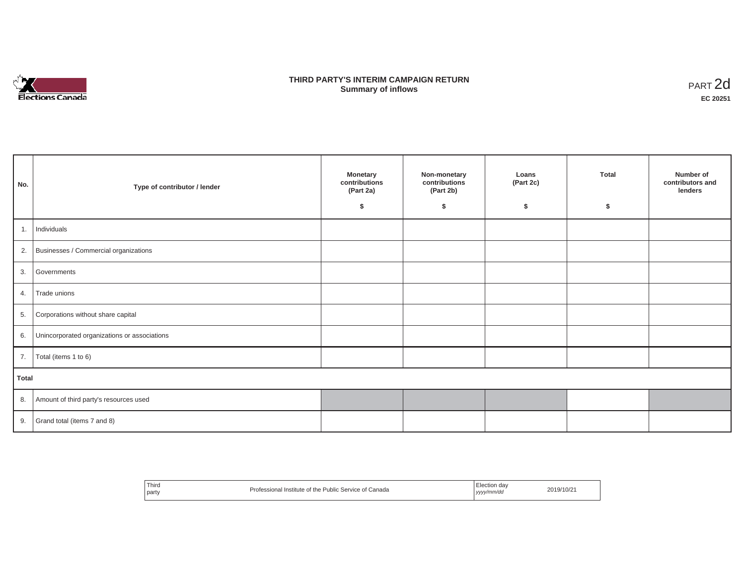# THIRD PARTY'S INTERIM CAMPAIGN RETURN
## Summary of inflows

PART 2d

**EC 20251**

| No. | Type of contributor / lender | Monetary contributions (Part 2a) $ | Non-monetary contributions (Part 2b) $ | Loans (Part 2c) $ | Total $ | Number of contributors and lenders |
|---|---|---|---|---|---|---|
| 1. | Individuals | | | | | |
| 2. | Businesses / Commercial organizations | | | | | |
| 3. | Governments | | | | | |
| 4. | Trade unions | | | | | |
| 5. | Corporations without share capital | | | | | |
| 6. | Unincorporated organizations or associations | | | | | |
| 7. | Total (items 1 to 6) | | | | | |
| **Total** | | | | | | |
| 8. | Amount of third party's resources used | | | | | |
| 9. | Grand total (items 7 and 8) | | | | | |

| Third party | Professional Institute of the Public Service of Canada | Election day *yyyy/mm/dd* | 2019/10/21 |
|---|---|---|---|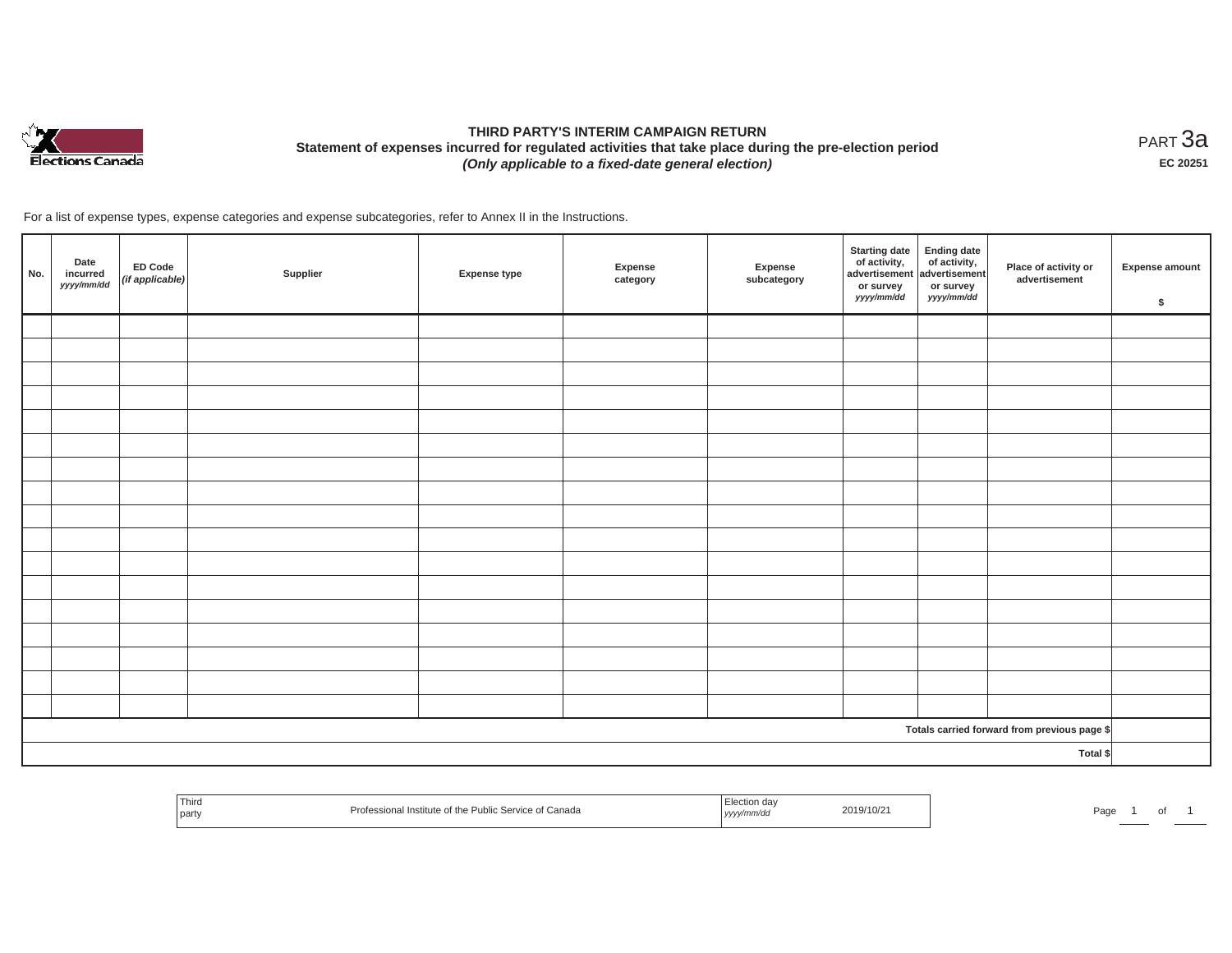# THIRD PARTY'S INTERIM CAMPAIGN RETURN

**Statement of expenses incurred for regulated activities that take place during the pre-election period**

***(Only applicable to a fixed-date general election)***

PART 3a

**EC 20251**

For a list of expense types, expense categories and expense subcategories, refer to Annex II in the Instructions.

| No. | Date incurred *yyyy/mm/dd* | ED Code *(if applicable)* | Supplier | Expense type | Expense category | Expense subcategory | Starting date of activity, advertisement or survey *yyyy/mm/dd* | Ending date of activity, advertisement or survey *yyyy/mm/dd* | Place of activity or advertisement | Expense amount $ |
|---|---|---|---|---|---|---|---|---|---|---|
| | | | | | | | | | | |
| | | | | | | | | | | |
| | | | | | | | | | | |
| | | | | | | | | | | |
| | | | | | | | | | | |
| | | | | | | | | | | |
| | | | | | | | | | | |
| | | | | | | | | | | |
| | | | | | | | | | | |
| | | | | | | | | | | |
| | | | | | | | | | | |
| | | | | | | | | | | |
| | | | | | | | | | | |
| | | | | | | | | | | |
| | | | | | | | | | | |
| | | | | | | | | | | |
| | | | | | | | | | | |
| | | | | | | | | | Totals carried forward from previous page $ | |
| | | | | | | | | | Total $ | |

| Third party | Professional Institute of the Public Service of Canada | Election day *yyyy/mm/dd* | 2019/10/21 |
|---|---|---|---|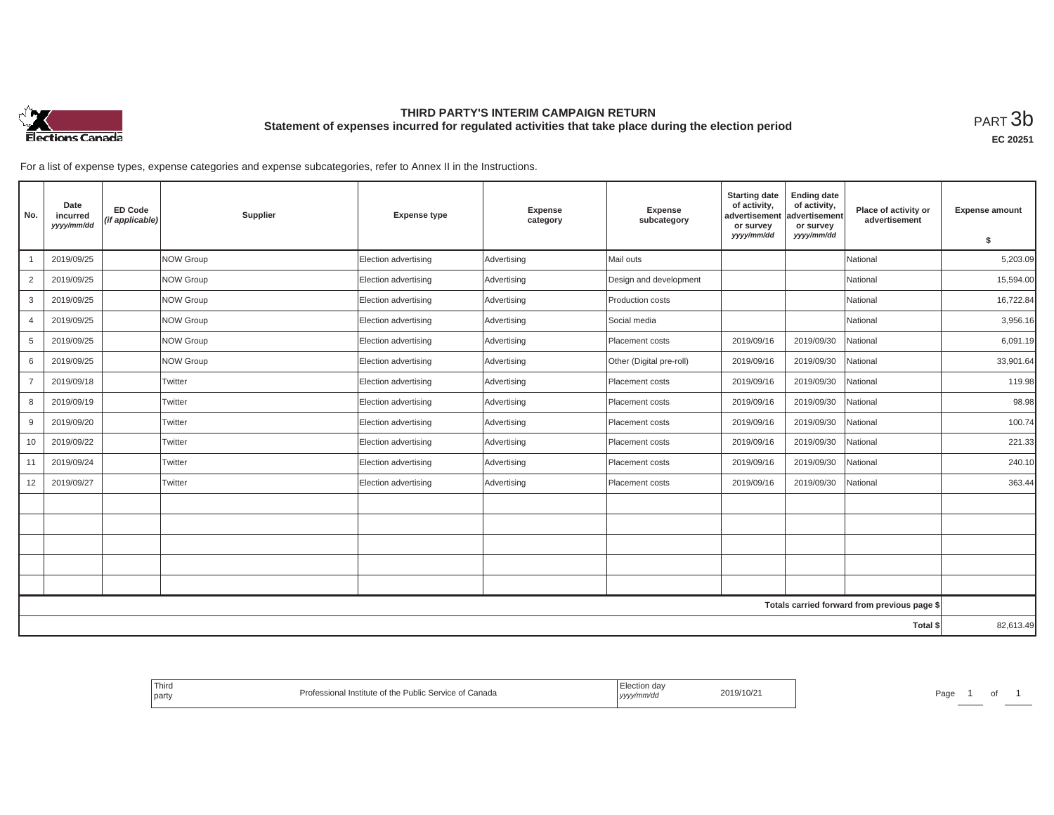# THIRD PARTY'S INTERIM CAMPAIGN RETURN

## Statement of expenses incurred for regulated activities that take place during the election period

PART 3b

EC 20251

For a list of expense types, expense categories and expense subcategories, refer to Annex II in the Instructions.

| No. | Date incurred *yyyy/mm/dd* | ED Code *(if applicable)* | Supplier | Expense type | Expense category | Expense subcategory | Starting date of activity, advertisement or survey *yyyy/mm/dd* | Ending date of activity, advertisement or survey *yyyy/mm/dd* | Place of activity or advertisement | Expense amount $ |
|---|---|---|---|---|---|---|---|---|---|---|
| 1 | 2019/09/25 | | NOW Group | Election advertising | Advertising | Mail outs | | | National | 5,203.09 |
| 2 | 2019/09/25 | | NOW Group | Election advertising | Advertising | Design and development | | | National | 15,594.00 |
| 3 | 2019/09/25 | | NOW Group | Election advertising | Advertising | Production costs | | | National | 16,722.84 |
| 4 | 2019/09/25 | | NOW Group | Election advertising | Advertising | Social media | | | National | 3,956.16 |
| 5 | 2019/09/25 | | NOW Group | Election advertising | Advertising | Placement costs | 2019/09/16 | 2019/09/30 | National | 6,091.19 |
| 6 | 2019/09/25 | | NOW Group | Election advertising | Advertising | Other (Digital pre-roll) | 2019/09/16 | 2019/09/30 | National | 33,901.64 |
| 7 | 2019/09/18 | | Twitter | Election advertising | Advertising | Placement costs | 2019/09/16 | 2019/09/30 | National | 119.98 |
| 8 | 2019/09/19 | | Twitter | Election advertising | Advertising | Placement costs | 2019/09/16 | 2019/09/30 | National | 98.98 |
| 9 | 2019/09/20 | | Twitter | Election advertising | Advertising | Placement costs | 2019/09/16 | 2019/09/30 | National | 100.74 |
| 10 | 2019/09/22 | | Twitter | Election advertising | Advertising | Placement costs | 2019/09/16 | 2019/09/30 | National | 221.33 |
| 11 | 2019/09/24 | | Twitter | Election advertising | Advertising | Placement costs | 2019/09/16 | 2019/09/30 | National | 240.10 |
| 12 | 2019/09/27 | | Twitter | Election advertising | Advertising | Placement costs | 2019/09/16 | 2019/09/30 | National | 363.44 |
| | | | | | | | | | | |
| | | | | | | | | | | |
| | | | | | | | | | | |
| | | | | | | | | | | |
| | | | | | | | | | | |
| | | | | | | | | | Totals carried forward from previous page $ | |
| | | | | | | | | | Total $ | 82,613.49 |

| Third party | Professional Institute of the Public Service of Canada | Election day *yyyy/mm/dd* | 2019/10/21 |
|---|---|---|---|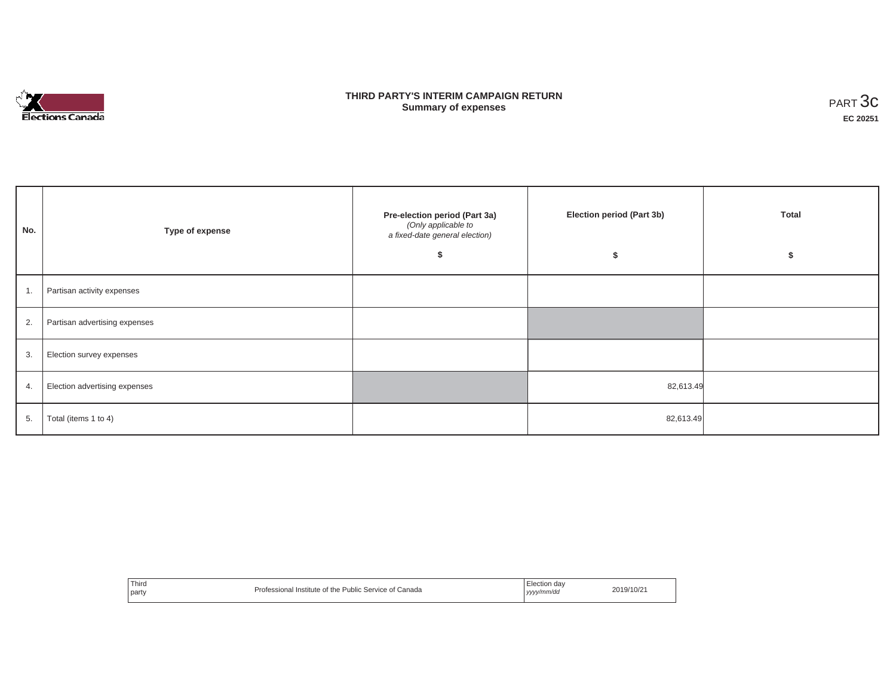# THIRD PARTY'S INTERIM CAMPAIGN RETURN
## Summary of expenses

PART 3c

**EC 20251**

| No. | Type of expense | Pre-election period (Part 3a) *(Only applicable to a fixed-date general election)* $ | Election period (Part 3b) $ | Total $ |
|---|---|---|---|---|
| 1. | Partisan activity expenses | | | |
| 2. | Partisan advertising expenses | | | |
| 3. | Election survey expenses | | | |
| 4. | Election advertising expenses | | 82,613.49 | |
| 5. | Total (items 1 to 4) | | 82,613.49 | |

| | | | |
|---|---|---|---|
| Third party | Professional Institute of the Public Service of Canada | Election day *yyyy/mm/dd* | 2019/10/21 |